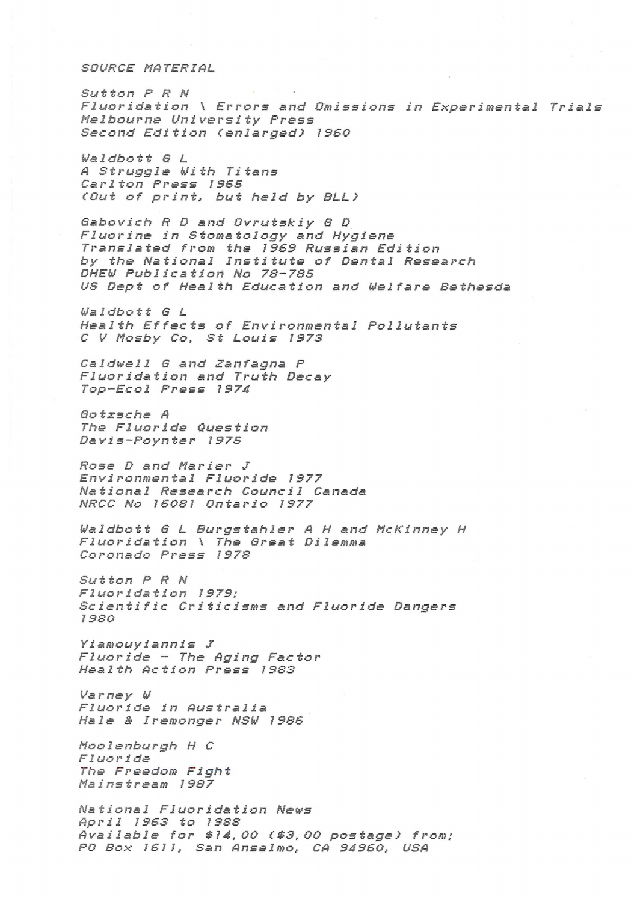# SOURCE MATERIAL

Sutton P R N
Fluoridation \ Errors and Omissions in Experimental Trials
Melbourne University Press
Second Edition (enlarged) 1960

Waldbott G L
A Struggle With Titans
Carlton Press 1965
(Out of print, but held by BLL)

Gabovich R D and Ovrutskiy G D
Fluorine in Stomatology and Hygiene
Translated from the 1969 Russian Edition
by the National Institute of Dental Research
DHEW Publication No 78-785
US Dept of Health Education and Welfare Bethesda

Waldbott G L
Health Effects of Environmental Pollutants
C V Mosby Co, St Louis 1973

Caldwell G and Zanfagna P
Fluoridation and Truth Decay
Top-Ecol Press 1974

Gotzsche A
The Fluoride Question
Davis-Poynter 1975

Rose D and Marier J
Environmental Fluoride 1977
National Research Council Canada
NRCC No 16081 Ontario 1977

Waldbott G L Burgstahler A H and McKinney H
Fluoridation \ The Great Dilemma
Coronado Press 1978

Sutton P R N
Fluoridation 1979;
Scientific Criticisms and Fluoride Dangers
1980

Yiamouyiannis J
Fluoride - The Aging Factor
Health Action Press 1983

Varney W
Fluoride in Australia
Hale & Iremonger NSW 1986

Moolenburgh H C
Fluoride
The Freedom Fight
Mainstream 1987

National Fluoridation News
April 1963 to 1988
Available for $14,00 ($3,00 postage) from:
PO Box 1611, San Anselmo, CA 94960, USA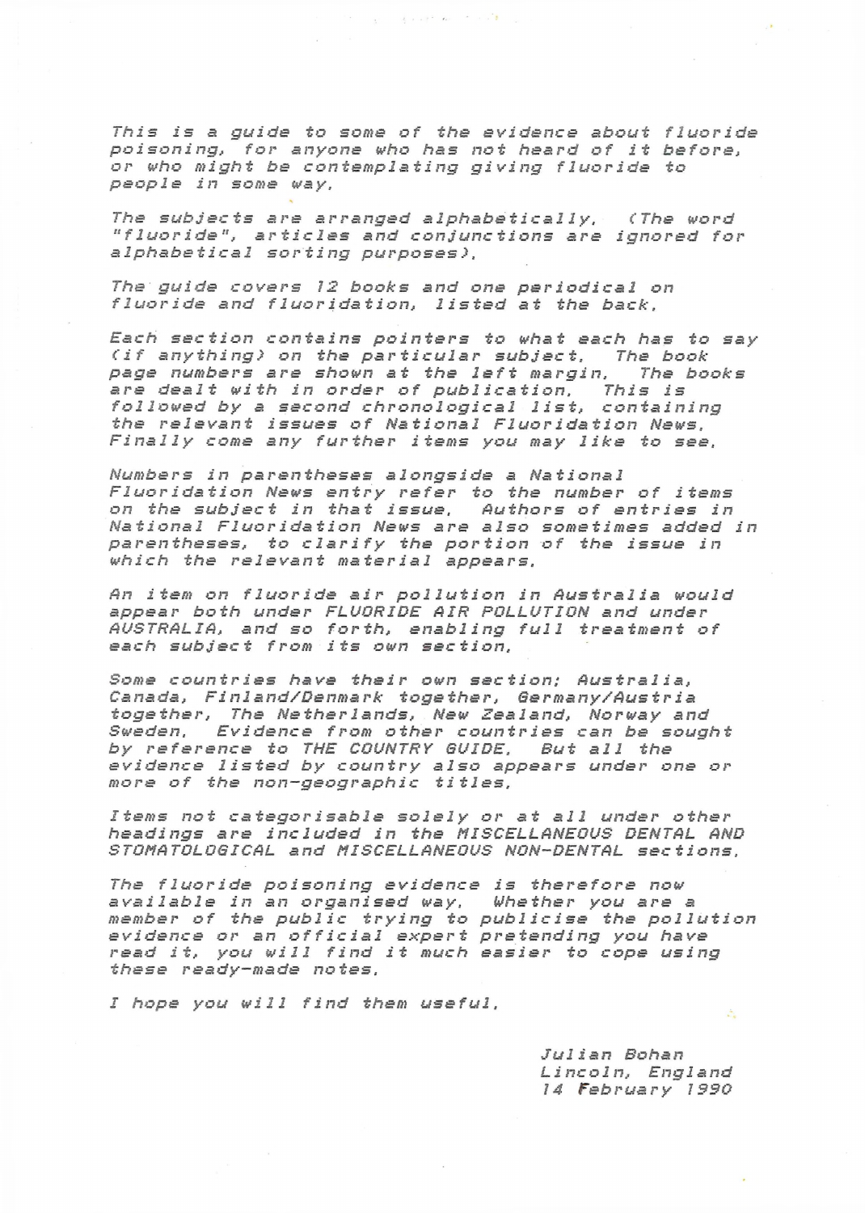*This is a guide to some of the evidence about fluoride poisoning, for anyone who has not heard of it before, or who might be contemplating giving fluoride to people in some way.*

*The subjects are arranged alphabetically. (The word "fluoride", articles and conjunctions are ignored for alphabetical sorting purposes).*

*The guide covers 12 books and one periodical on fluoride and fluoridation, listed at the back.*

*Each section contains pointers to what each has to say (if anything) on the particular subject. The book page numbers are shown at the left margin. The books are dealt with in order of publication. This is followed by a second chronological list, containing the relevant issues of National Fluoridation News. Finally come any further items you may like to see.*

*Numbers in parentheses alongside a National Fluoridation News entry refer to the number of items on the subject in that issue. Authors of entries in National Fluoridation News are also sometimes added in parentheses, to clarify the portion of the issue in which the relevant material appears.*

*An item on fluoride air pollution in Australia would appear both under FLUORIDE AIR POLLUTION and under AUSTRALIA, and so forth, enabling full treatment of each subject from its own section.*

*Some countries have their own section; Australia, Canada, Finland/Denmark together, Germany/Austria together, The Netherlands, New Zealand, Norway and Sweden. Evidence from other countries can be sought by reference to THE COUNTRY GUIDE. But all the evidence listed by country also appears under one or more of the non-geographic titles.*

*Items not categorisable solely or at all under other headings are included in the MISCELLANEOUS DENTAL AND STOMATOLOGICAL and MISCELLANEOUS NON-DENTAL sections.*

*The fluoride poisoning evidence is therefore now available in an organised way. Whether you are a member of the public trying to publicise the pollution evidence or an official expert pretending you have read it, you will find it much easier to cope using these ready-made notes.*

*I hope you will find them useful.*

*Julian Bohan*
*Lincoln, England*
*14 February 1990*